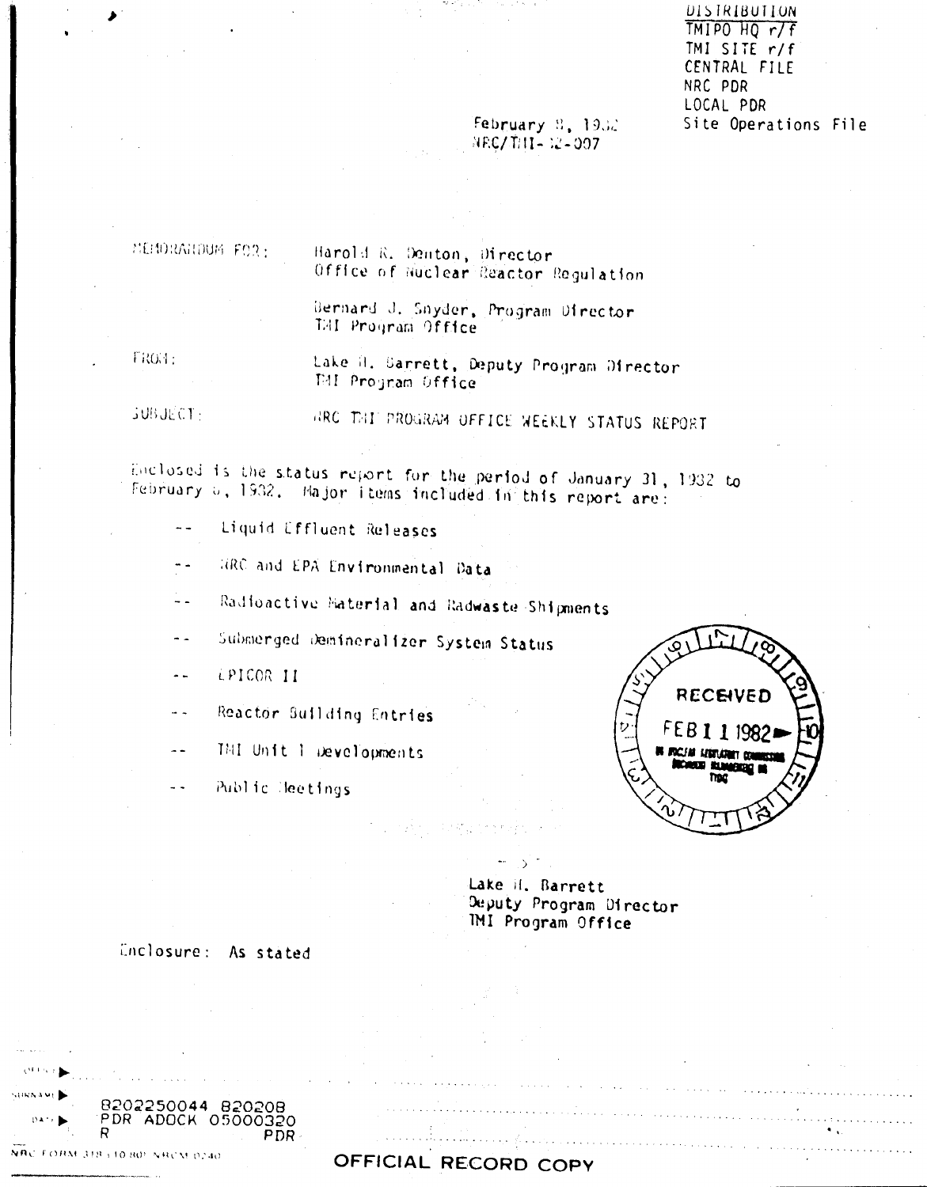DISTRIBUTION
TMIPO HQ r/f
TMI SITE r/f
CENTRAL FILE
NRC PDR
LOCAL PDR
Site Operations File

February 8, 1982
NRC/TMI-82-007

MEMORANDUM FOR: Harold R. Denton, Director
Office of Nuclear Reactor Regulation

Bernard J. Snyder, Program Director
TMI Program Office

FROM: Lake H. Barrett, Deputy Program Director
TMI Program Office

SUBJECT: NRC TMI PROGRAM OFFICE WEEKLY STATUS REPORT

Enclosed is the status report for the period of January 31, 1982 to February 6, 1982. Major items included in this report are:

- Liquid Effluent Releases
- NRC and EPA Environmental Data
- Radioactive Material and Radwaste Shipments
- Submerged Demineralizer System Status
- EPICOR II
- Reactor Building Entries
- TMI Unit 1 Developments
- Public Meetings

RECEIVED
FEB 11 1982

Lake H. Barrett
Deputy Program Director
TMI Program Office

Enclosure: As stated

8202250044 820208
PDR ADOCK 05000320
R PDR

OFFICIAL RECORD COPY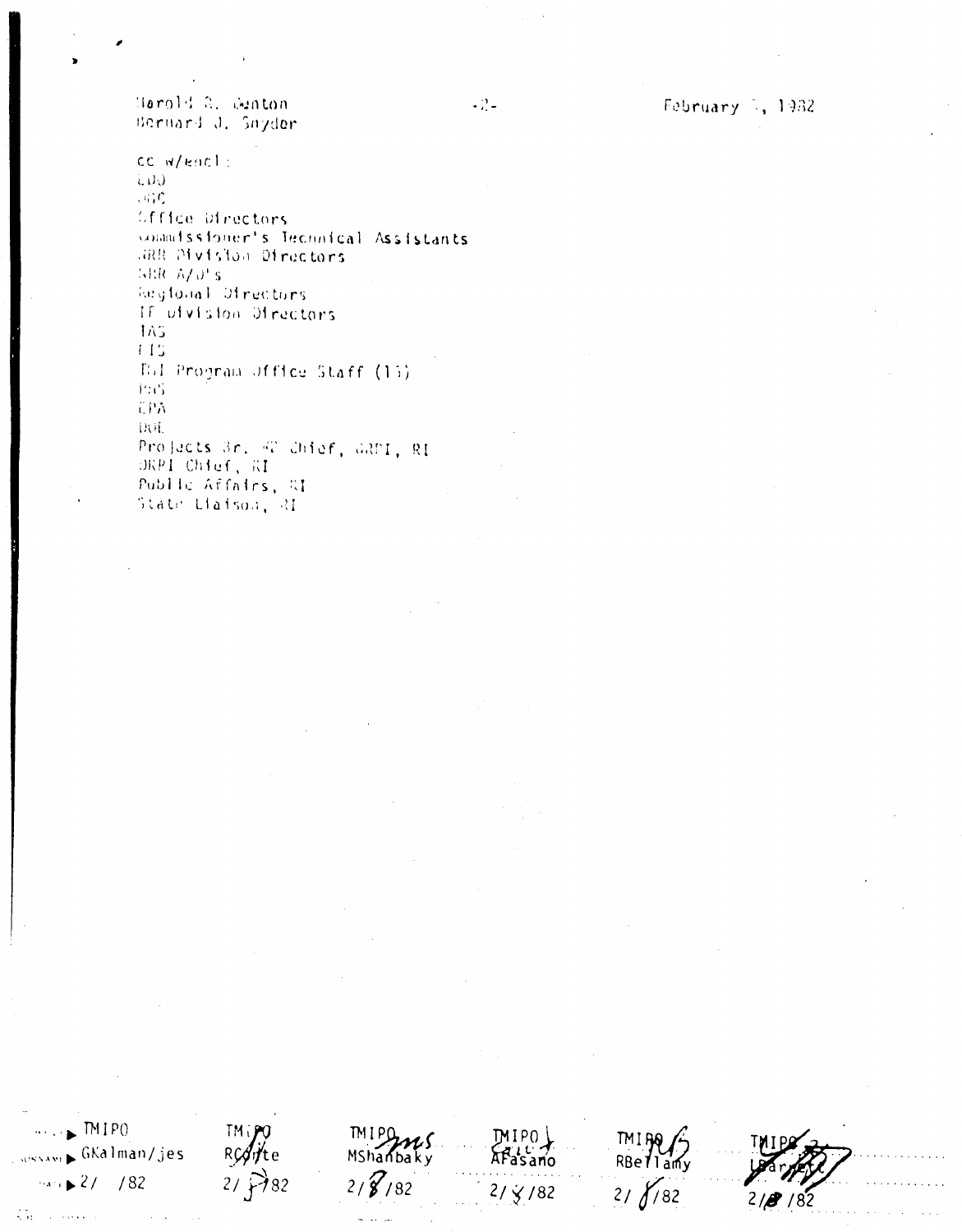Harold R. Denton
Bernard J. Snyder

February ?, 1982

cc w/encl:
EDO
OGC
Office Directors
Commissioner's Technical Assistants
NRR Division Directors
NRR A/D's
Regional Directors
IE Division Directors
TAS
EIS
TMI Program Office Staff (15)
PHS
EPA
DOE
Projects Br. #2 Chief, DRPI, RI
DRPI Chief, RI
Public Affairs, RI
State Liaison, RI

| OFFICE | TMIPO | TMIPO | TMIPO | TMIPO | TMIPO | TMIPO |
|---|---|---|---|---|---|---|
| SURNAME | GKalman/jes | RConte | MShanbaky | AFasano | RBellamy | LBarrett |
| DATE | 2/ /82 | 2/ /82 | 2/8/82 | 2/8/82 | 2/8/82 | 2/8/82 |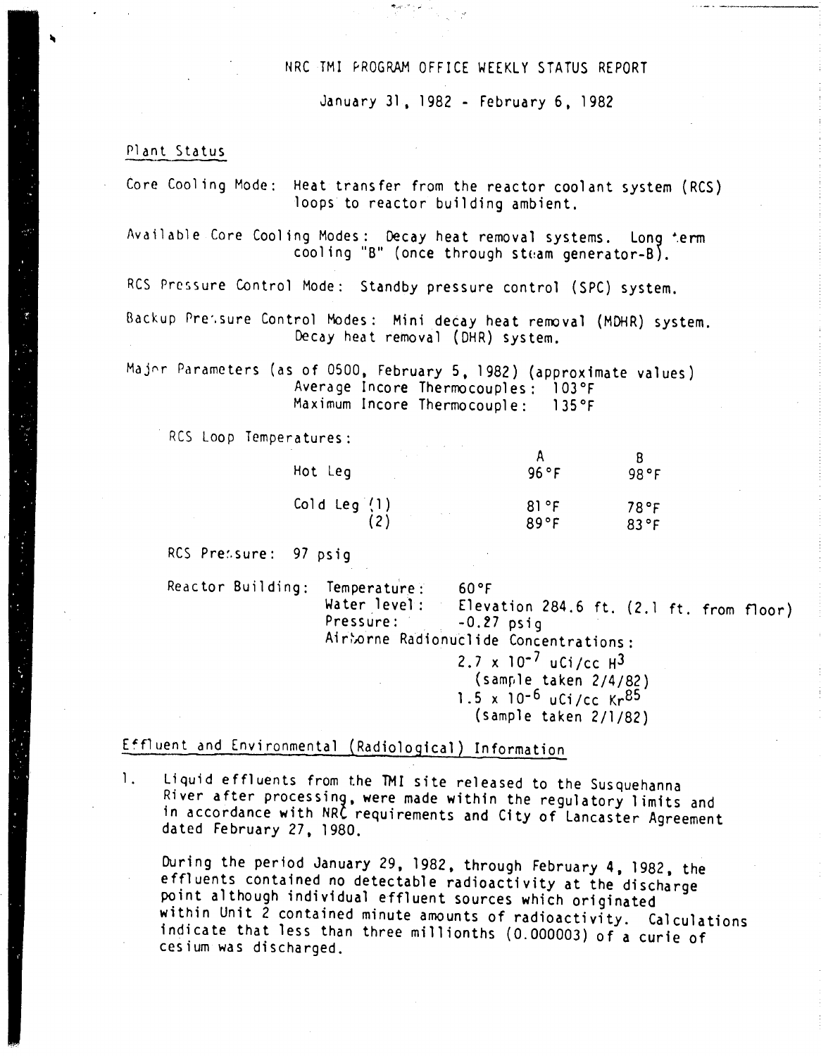# NRC TMI PROGRAM OFFICE WEEKLY STATUS REPORT

January 31, 1982 - February 6, 1982

## Plant Status

Core Cooling Mode: Heat transfer from the reactor coolant system (RCS) loops to reactor building ambient.

Available Core Cooling Modes: Decay heat removal systems. Long term cooling "B" (once through steam generator-B).

RCS Pressure Control Mode: Standby pressure control (SPC) system.

Backup Pressure Control Modes: Mini decay heat removal (MDHR) system. Decay heat removal (DHR) system.

Major Parameters (as of 0500, February 5, 1982) (approximate values)
Average Incore Thermocouples: 103°F
Maximum Incore Thermocouple: 135°F

RCS Loop Temperatures:

| | | A | B |
|---|---|---|---|
| Hot Leg | | 96°F | 98°F |
| Cold Leg | (1) | 81°F | 78°F |
| | (2) | 89°F | 83°F |

RCS Pressure: 97 psig

Reactor Building:
- Temperature: 60°F
- Water level: Elevation 284.6 ft. (2.1 ft. from floor)
- Pressure: -0.27 psig
- Airborne Radionuclide Concentrations:
  - $2.7 \times 10^{-7}$ uCi/cc $H^3$ (sample taken 2/4/82)
  - $1.5 \times 10^{-6}$ uCi/cc $Kr^{85}$ (sample taken 2/1/82)

## Effluent and Environmental (Radiological) Information

1. Liquid effluents from the TMI site released to the Susquehanna River after processing, were made within the regulatory limits and in accordance with NRC requirements and City of Lancaster Agreement dated February 27, 1980.

   During the period January 29, 1982, through February 4, 1982, the effluents contained no detectable radioactivity at the discharge point although individual effluent sources which originated within Unit 2 contained minute amounts of radioactivity. Calculations indicate that less than three millionths (0.000003) of a curie of cesium was discharged.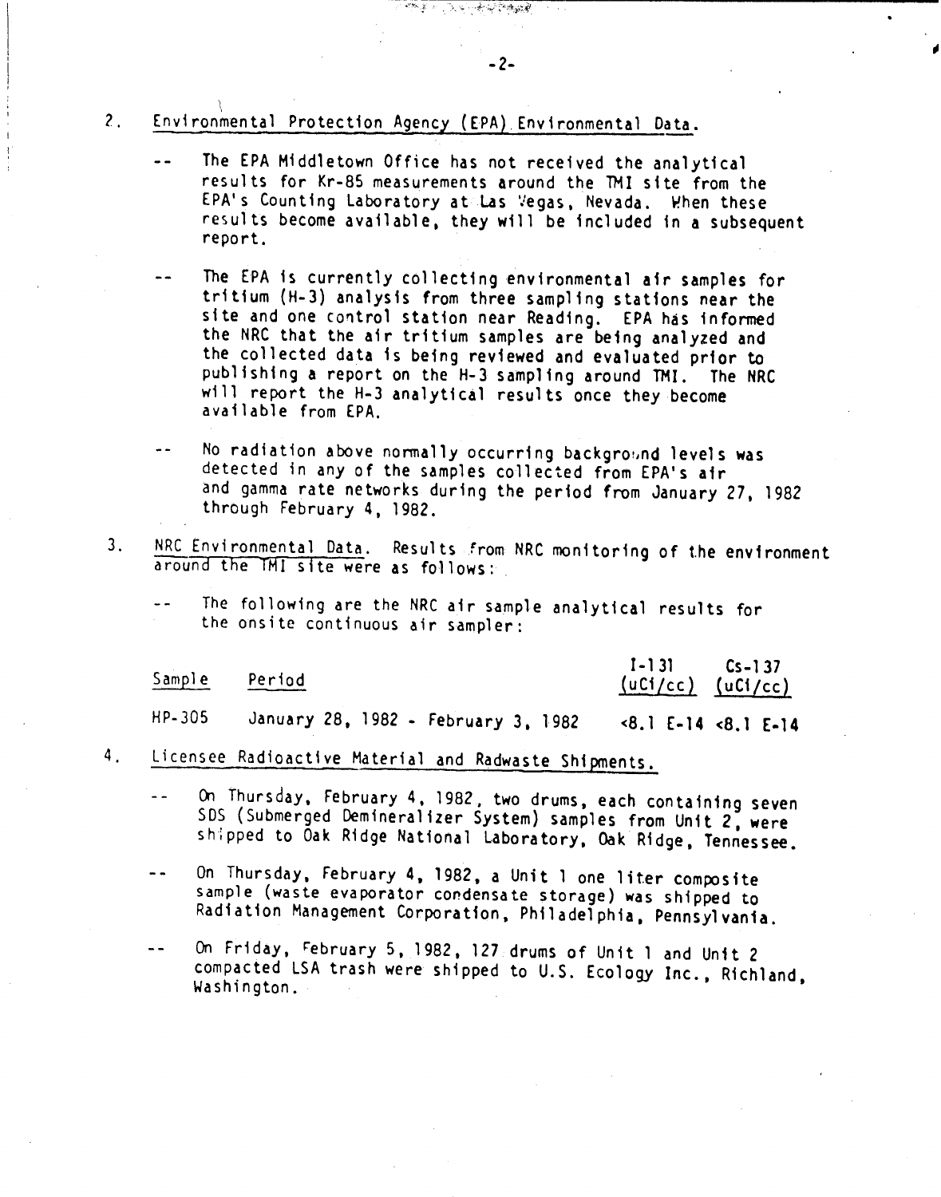2. Environmental Protection Agency (EPA) Environmental Data.

-- The EPA Middletown Office has not received the analytical results for Kr-85 measurements around the TMI site from the EPA's Counting Laboratory at Las Vegas, Nevada. When these results become available, they will be included in a subsequent report.

-- The EPA is currently collecting environmental air samples for tritium (H-3) analysis from three sampling stations near the site and one control station near Reading. EPA has informed the NRC that the air tritium samples are being analyzed and the collected data is being reviewed and evaluated prior to publishing a report on the H-3 sampling around TMI. The NRC will report the H-3 analytical results once they become available from EPA.

-- No radiation above normally occurring background levels was detected in any of the samples collected from EPA's air and gamma rate networks during the period from January 27, 1982 through February 4, 1982.

3. NRC Environmental Data. Results from NRC monitoring of the environment around the TMI site were as follows:

-- The following are the NRC air sample analytical results for the onsite continuous air sampler:

| Sample | Period | I-131 (uCi/cc) | Cs-137 (uCi/cc) |
|---|---|---|---|
| HP-305 | January 28, 1982 - February 3, 1982 | <8.1 E-14 | <8.1 E-14 |

4. Licensee Radioactive Material and Radwaste Shipments.

-- On Thursday, February 4, 1982, two drums, each containing seven SDS (Submerged Demineralizer System) samples from Unit 2, were shipped to Oak Ridge National Laboratory, Oak Ridge, Tennessee.

-- On Thursday, February 4, 1982, a Unit 1 one liter composite sample (waste evaporator condensate storage) was shipped to Radiation Management Corporation, Philadelphia, Pennsylvania.

-- On Friday, February 5, 1982, 127 drums of Unit 1 and Unit 2 compacted LSA trash were shipped to U.S. Ecology Inc., Richland, Washington.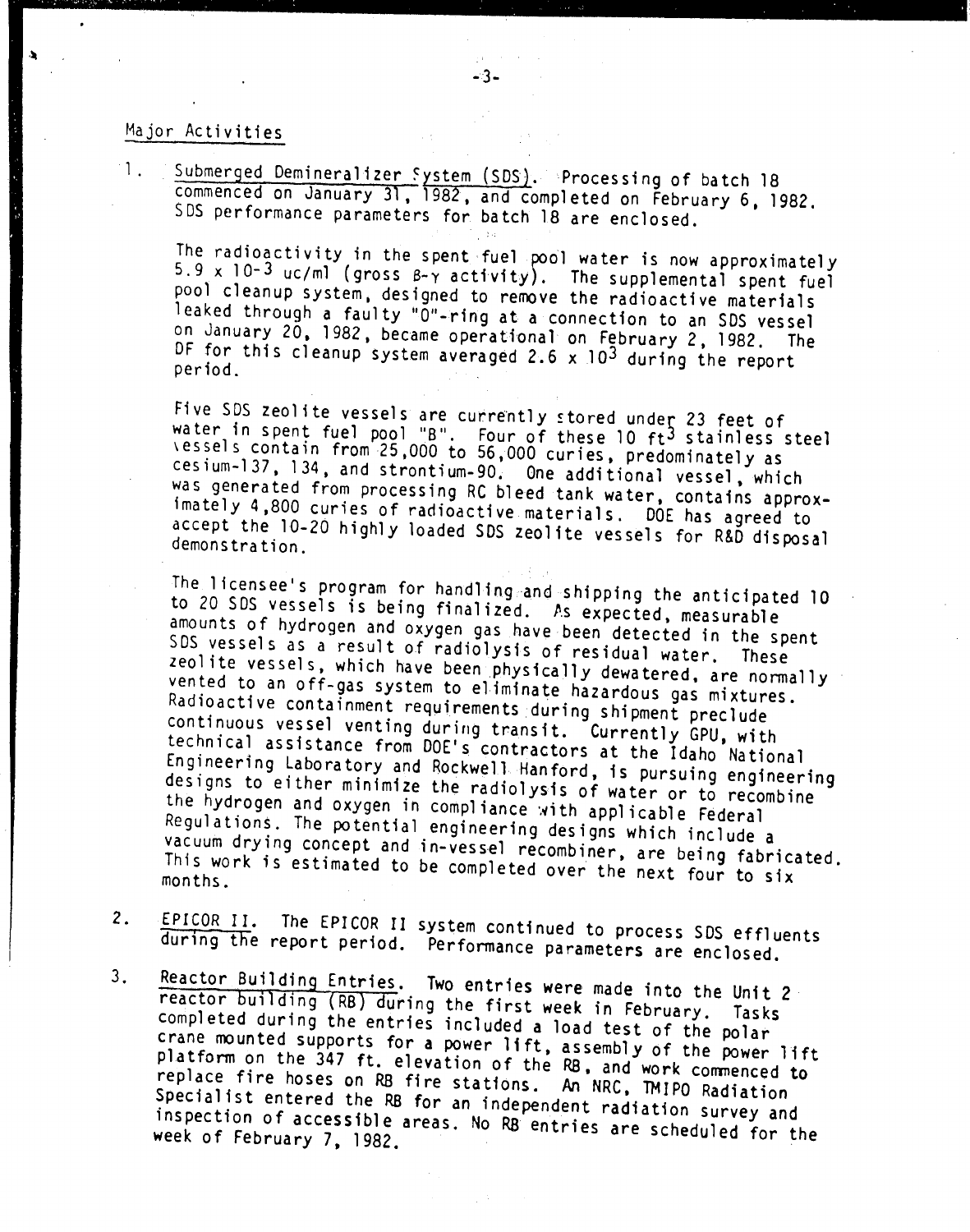## Major Activities

1. Submerged Demineralizer System (SDS). Processing of batch 18 commenced on January 31, 1982, and completed on February 6, 1982. SDS performance parameters for batch 18 are enclosed.

   The radioactivity in the spent fuel pool water is now approximately $5.9 \times 10^{-3}$ uc/ml (gross $\beta$-$\gamma$ activity). The supplemental spent fuel pool cleanup system, designed to remove the radioactive materials leaked through a faulty "O"-ring at a connection to an SDS vessel on January 20, 1982, became operational on February 2, 1982. The DF for this cleanup system averaged $2.6 \times 10^{3}$ during the report period.

   Five SDS zeolite vessels are currently stored under 23 feet of water in spent fuel pool "B". Four of these 10 $ft^3$ stainless steel vessels contain from 25,000 to 56,000 curies, predominately as cesium-137, 134, and strontium-90. One additional vessel, which was generated from processing RC bleed tank water, contains approximately 4,800 curies of radioactive materials. DOE has agreed to accept the 10-20 highly loaded SDS zeolite vessels for R&D disposal demonstration.

   The licensee's program for handling and shipping the anticipated 10 to 20 SDS vessels is being finalized. As expected, measurable amounts of hydrogen and oxygen gas have been detected in the spent SDS vessels as a result of radiolysis of residual water. These zeolite vessels, which have been physically dewatered, are normally vented to an off-gas system to eliminate hazardous gas mixtures. Radioactive containment requirements during shipment preclude continuous vessel venting during transit. Currently GPU, with technical assistance from DOE's contractors at the Idaho National Engineering Laboratory and Rockwell Hanford, is pursuing engineering designs to either minimize the radiolysis of water or to recombine the hydrogen and oxygen in compliance with applicable Federal Regulations. The potential engineering designs which include a vacuum drying concept and in-vessel recombiner, are being fabricated. This work is estimated to be completed over the next four to six months.

2. EPICOR II. The EPICOR II system continued to process SDS effluents during the report period. Performance parameters are enclosed.

3. Reactor Building Entries. Two entries were made into the Unit 2 reactor building (RB) during the first week in February. Tasks completed during the entries included a load test of the polar crane mounted supports for a power lift, assembly of the power lift platform on the 347 ft. elevation of the RB, and work commenced to replace fire hoses on RB fire stations. An NRC, TMIPO Radiation Specialist entered the RB for an independent radiation survey and inspection of accessible areas. No RB entries are scheduled for the week of February 7, 1982.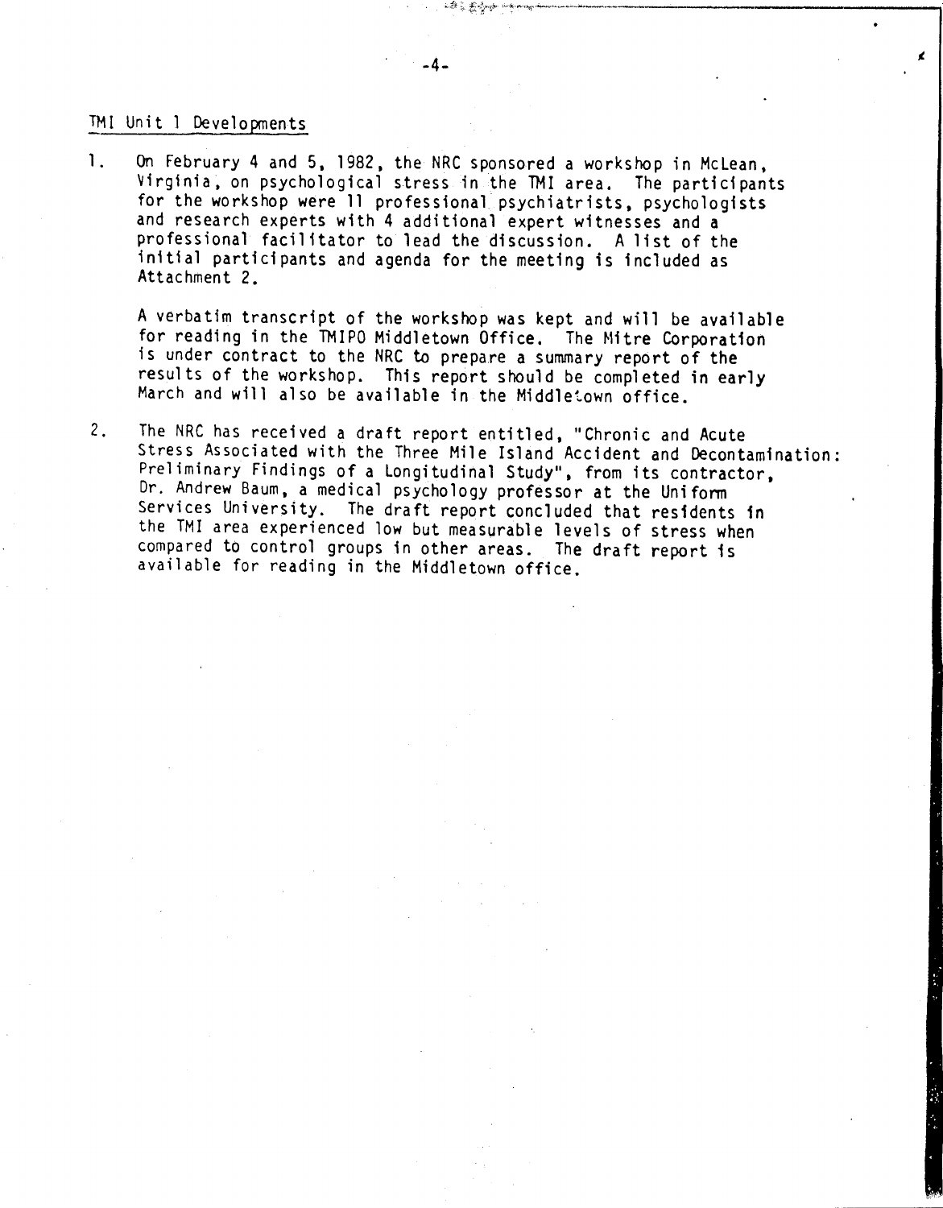TMI Unit 1 Developments

1. On February 4 and 5, 1982, the NRC sponsored a workshop in McLean, Virginia, on psychological stress in the TMI area. The participants for the workshop were 11 professional psychiatrists, psychologists and research experts with 4 additional expert witnesses and a professional facilitator to lead the discussion. A list of the initial participants and agenda for the meeting is included as Attachment 2.

   A verbatim transcript of the workshop was kept and will be available for reading in the TMIPO Middletown Office. The Mitre Corporation is under contract to the NRC to prepare a summary report of the results of the workshop. This report should be completed in early March and will also be available in the Middletown office.

2. The NRC has received a draft report entitled, "Chronic and Acute Stress Associated with the Three Mile Island Accident and Decontamination: Preliminary Findings of a Longitudinal Study", from its contractor, Dr. Andrew Baum, a medical psychology professor at the Uniform Services University. The draft report concluded that residents in the TMI area experienced low but measurable levels of stress when compared to control groups in other areas. The draft report is available for reading in the Middletown office.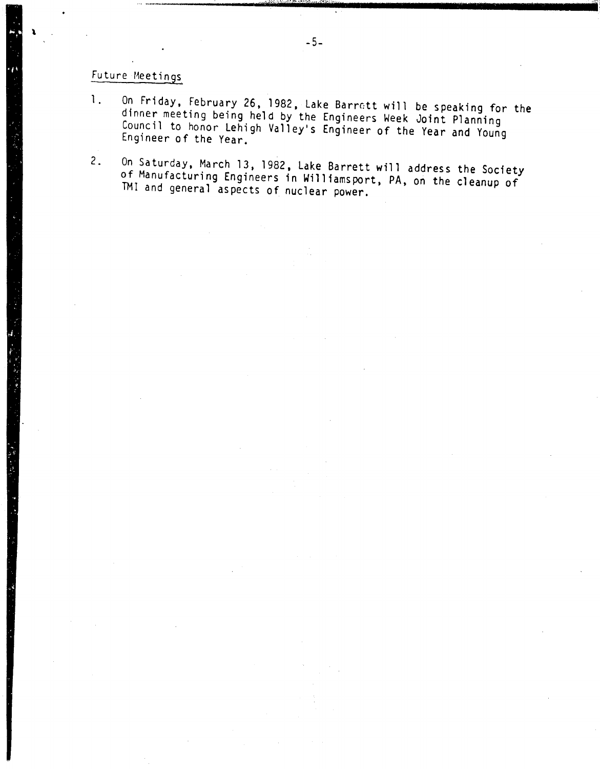## Future Meetings

1. On Friday, February 26, 1982, Lake Barrett will be speaking for the dinner meeting being held by the Engineers Week Joint Planning Council to honor Lehigh Valley's Engineer of the Year and Young Engineer of the Year.

2. On Saturday, March 13, 1982, Lake Barrett will address the Society of Manufacturing Engineers in Williamsport, PA, on the cleanup of TMI and general aspects of nuclear power.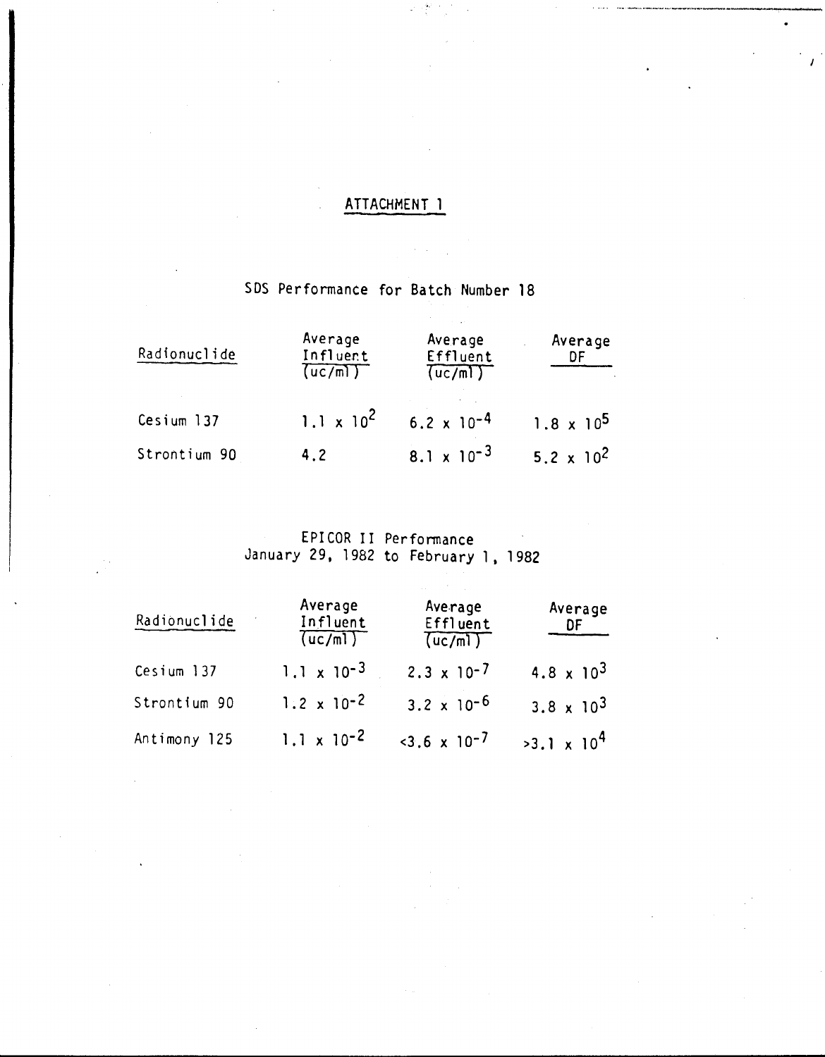# ATTACHMENT 1

## SDS Performance for Batch Number 18

| Radionuclide | Average Influent (uc/ml) | Average Effluent (uc/ml) | Average DF |
|---|---|---|---|
| Cesium 137 | $1.1 \times 10^{2}$ | $6.2 \times 10^{-4}$ | $1.8 \times 10^{5}$ |
| Strontium 90 | 4.2 | $8.1 \times 10^{-3}$ | $5.2 \times 10^{2}$ |

## EPICOR II Performance
## January 29, 1982 to February 1, 1982

| Radionuclide | Average Influent (uc/ml) | Average Effluent (uc/ml) | Average DF |
|---|---|---|---|
| Cesium 137 | $1.1 \times 10^{-3}$ | $2.3 \times 10^{-7}$ | $4.8 \times 10^{3}$ |
| Strontium 90 | $1.2 \times 10^{-2}$ | $3.2 \times 10^{-6}$ | $3.8 \times 10^{3}$ |
| Antimony 125 | $1.1 \times 10^{-2}$ | $<3.6 \times 10^{-7}$ | $>3.1 \times 10^{4}$ |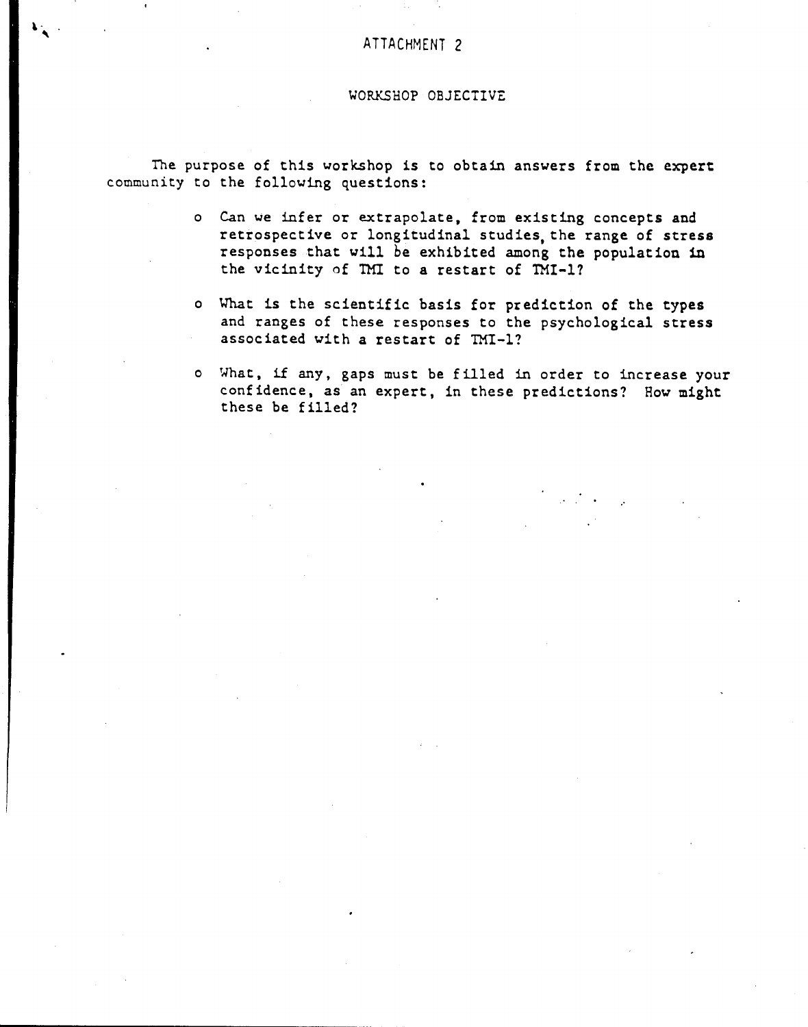ATTACHMENT 2

## WORKSHOP OBJECTIVE

The purpose of this workshop is to obtain answers from the expert community to the following questions:

- Can we infer or extrapolate, from existing concepts and retrospective or longitudinal studies, the range of stress responses that will be exhibited among the population in the vicinity of TMI to a restart of TMI-1?
- What is the scientific basis for prediction of the types and ranges of these responses to the psychological stress associated with a restart of TMI-1?
- What, if any, gaps must be filled in order to increase your confidence, as an expert, in these predictions? How might these be filled?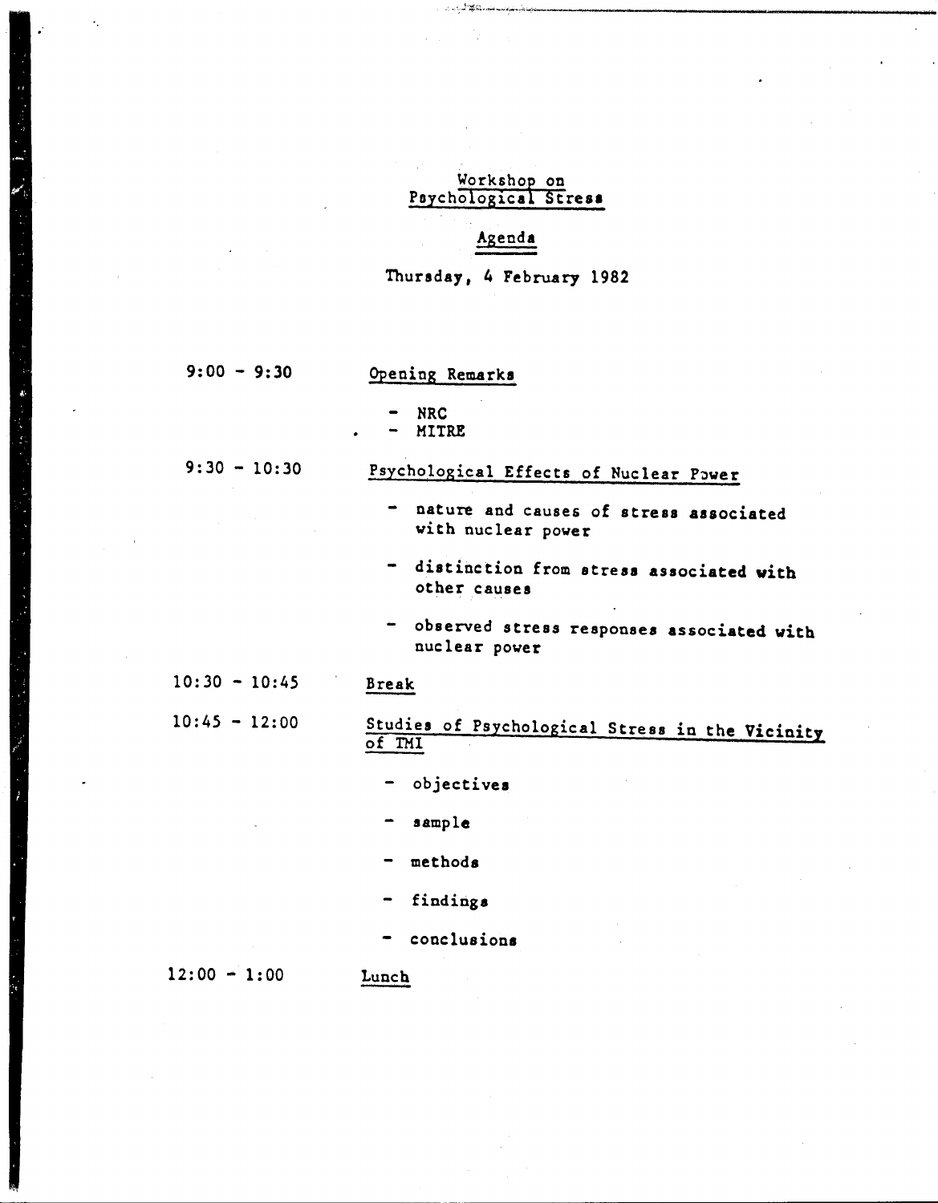# Workshop on Psychological Stress

## Agenda

Thursday, 4 February 1982

| | |
|---|---|
| 9:00 - 9:30 | Opening Remarks<br>- NRC<br>- MITRE |
| 9:30 - 10:30 | Psychological Effects of Nuclear Power<br>- nature and causes of stress associated with nuclear power<br>- distinction from stress associated with other causes<br>- observed stress responses associated with nuclear power |
| 10:30 - 10:45 | Break |
| 10:45 - 12:00 | Studies of Psychological Stress in the Vicinity of TMI<br>- objectives<br>- sample<br>- methods<br>- findings<br>- conclusions |
| 12:00 - 1:00 | Lunch |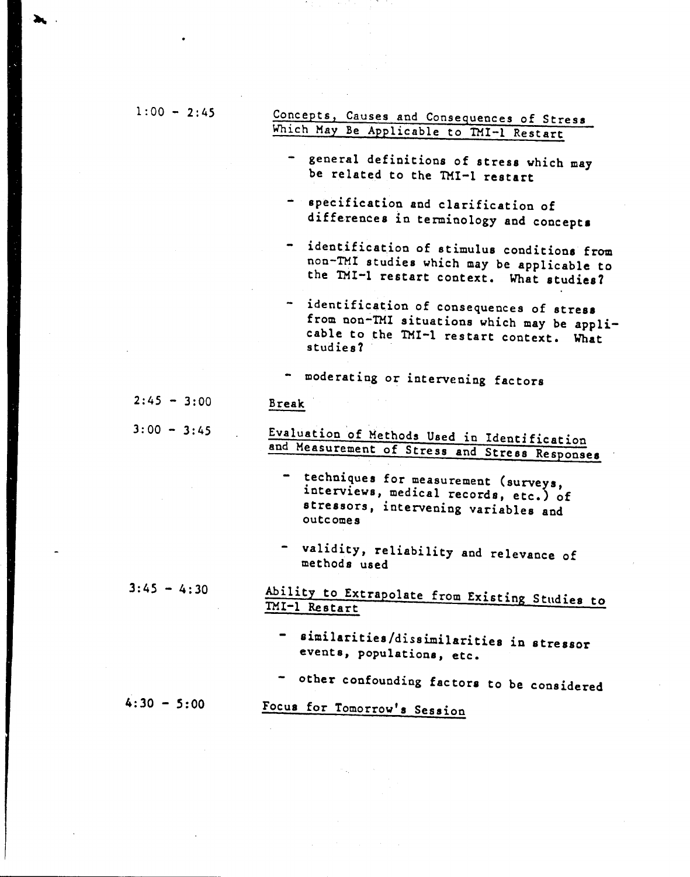**1:00 - 2:45** — <u>Concepts, Causes and Consequences of Stress Which May Be Applicable to TMI-1 Restart</u>

- general definitions of stress which may be related to the TMI-1 restart
- specification and clarification of differences in terminology and concepts
- identification of stimulus conditions from non-TMI studies which may be applicable to the TMI-1 restart context. What studies?
- identification of consequences of stress from non-TMI situations which may be applicable to the TMI-1 restart context. What studies?
- moderating or intervening factors

**2:45 - 3:00** — <u>Break</u>

**3:00 - 3:45** — <u>Evaluation of Methods Used in Identification and Measurement of Stress and Stress Responses</u>

- techniques for measurement (surveys, interviews, medical records, etc.) of stressors, intervening variables and outcomes
- validity, reliability and relevance of methods used

**3:45 - 4:30** — <u>Ability to Extrapolate from Existing Studies to TMI-1 Restart</u>

- similarities/dissimilarities in stressor events, populations, etc.
- other confounding factors to be considered

**4:30 - 5:00** — <u>Focus for Tomorrow's Session</u>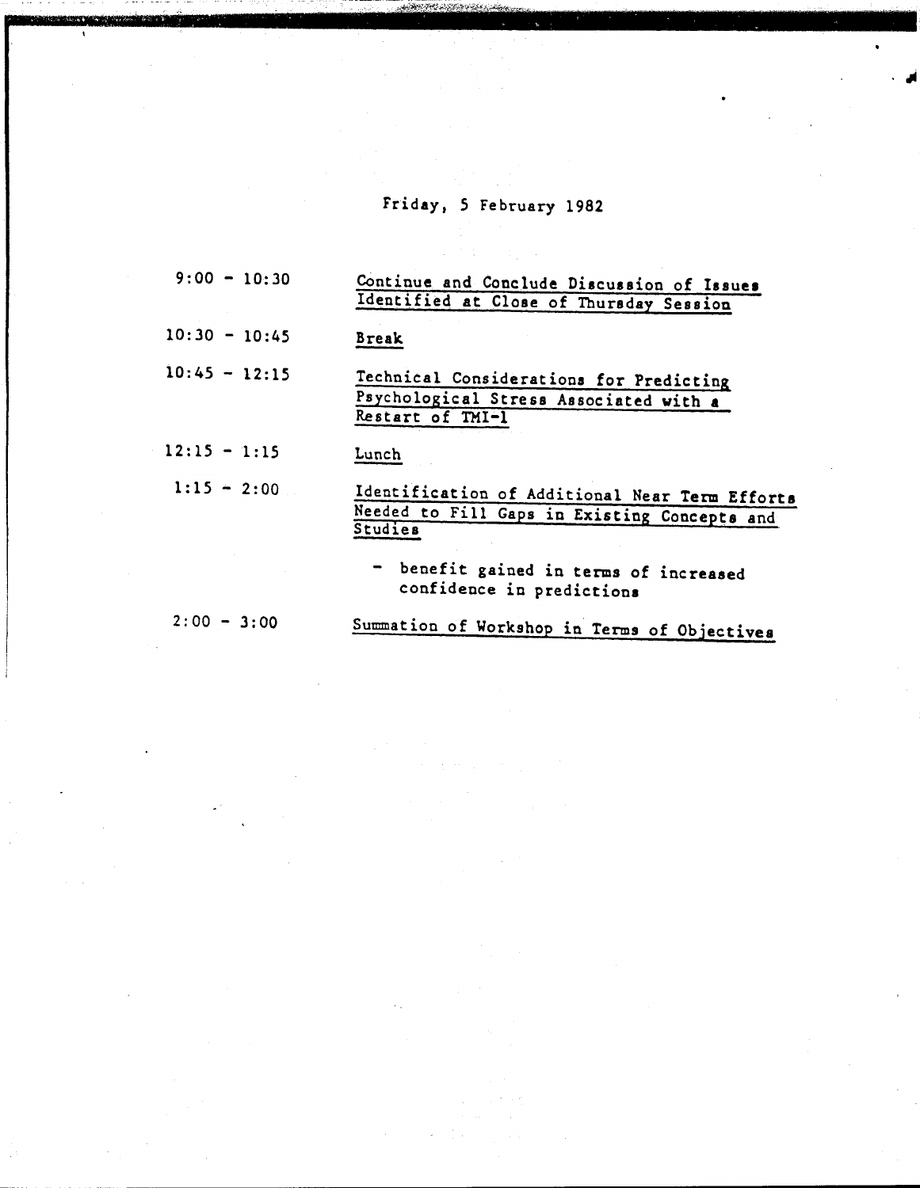## Friday, 5 February 1982

| | |
|---|---|
| 9:00 - 10:30 | Continue and Conclude Discussion of Issues Identified at Close of Thursday Session |
| 10:30 - 10:45 | Break |
| 10:45 - 12:15 | Technical Considerations for Predicting Psychological Stress Associated with a Restart of TMI-1 |
| 12:15 - 1:15 | Lunch |
| 1:15 - 2:00 | Identification of Additional Near Term Efforts Needed to Fill Gaps in Existing Concepts and Studies<br>- benefit gained in terms of increased confidence in predictions |
| 2:00 - 3:00 | Summation of Workshop in Terms of Objectives |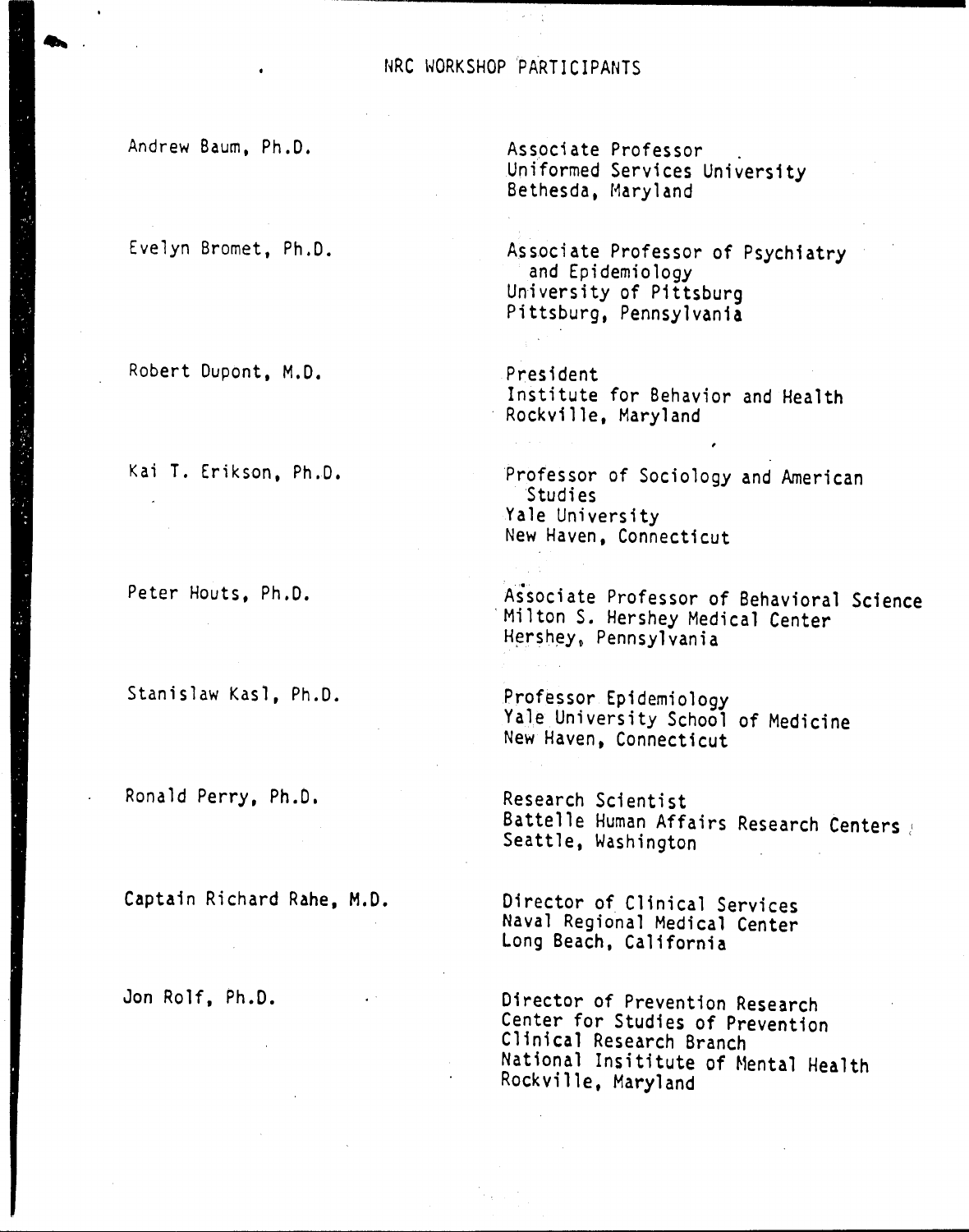# NRC WORKSHOP PARTICIPANTS

| | |
|---|---|
| Andrew Baum, Ph.D. | Associate Professor<br>Uniformed Services University<br>Bethesda, Maryland |
| Evelyn Bromet, Ph.D. | Associate Professor of Psychiatry and Epidemiology<br>University of Pittsburg<br>Pittsburg, Pennsylvania |
| Robert Dupont, M.D. | President<br>Institute for Behavior and Health<br>Rockville, Maryland |
| Kai T. Erikson, Ph.D. | Professor of Sociology and American Studies<br>Yale University<br>New Haven, Connecticut |
| Peter Houts, Ph.D. | Associate Professor of Behavioral Science<br>Milton S. Hershey Medical Center<br>Hershey, Pennsylvania |
| Stanislaw Kasl, Ph.D. | Professor Epidemiology<br>Yale University School of Medicine<br>New Haven, Connecticut |
| Ronald Perry, Ph.D. | Research Scientist<br>Battelle Human Affairs Research Centers<br>Seattle, Washington |
| Captain Richard Rahe, M.D. | Director of Clinical Services<br>Naval Regional Medical Center<br>Long Beach, California |
| Jon Rolf, Ph.D. | Director of Prevention Research<br>Center for Studies of Prevention<br>Clinical Research Branch<br>National Insititute of Mental Health<br>Rockville, Maryland |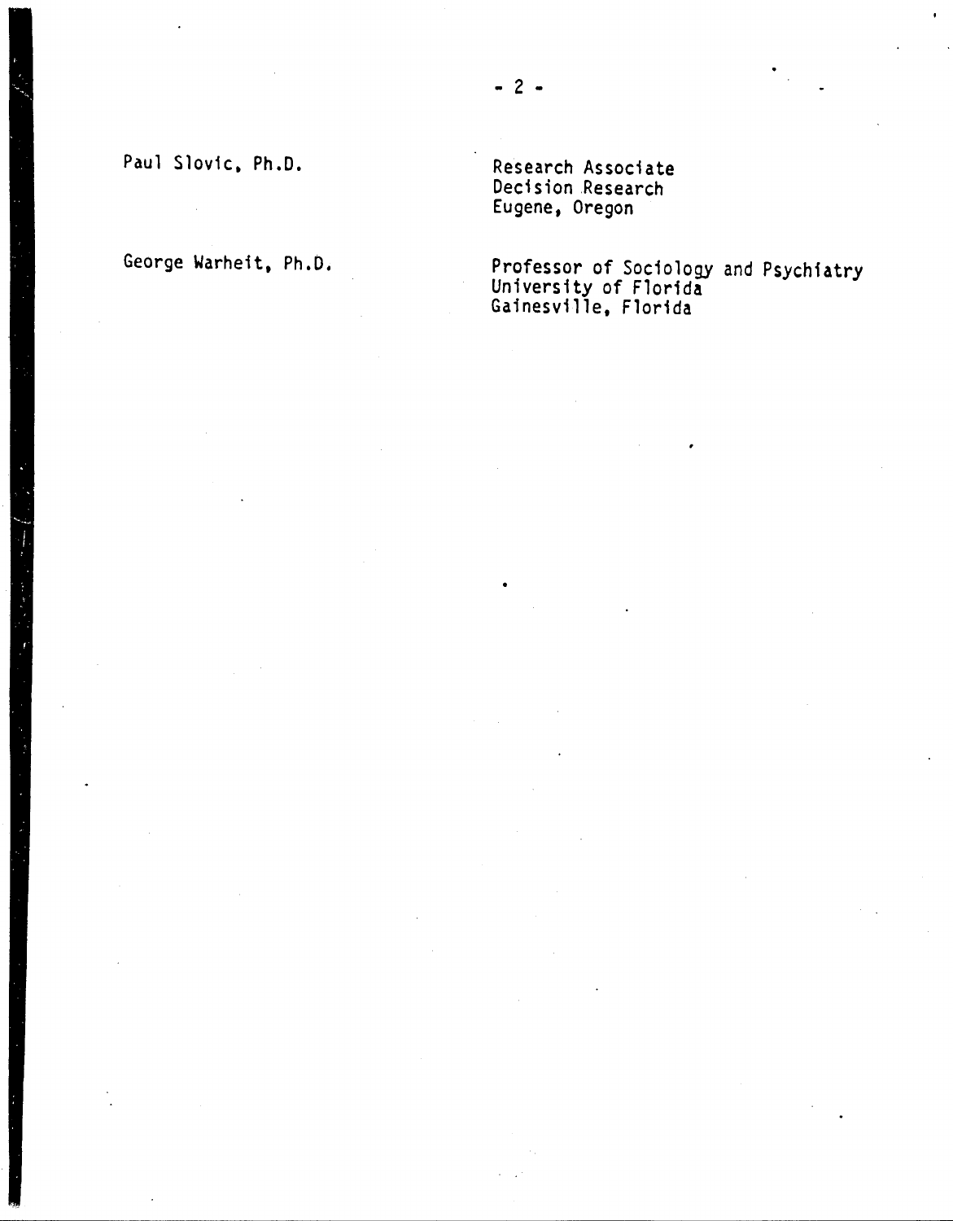| | |
|---|---|
| Paul Slovic, Ph.D. | Research Associate<br>Decision Research<br>Eugene, Oregon |
| George Warheit, Ph.D. | Professor of Sociology and Psychiatry<br>University of Florida<br>Gainesville, Florida |